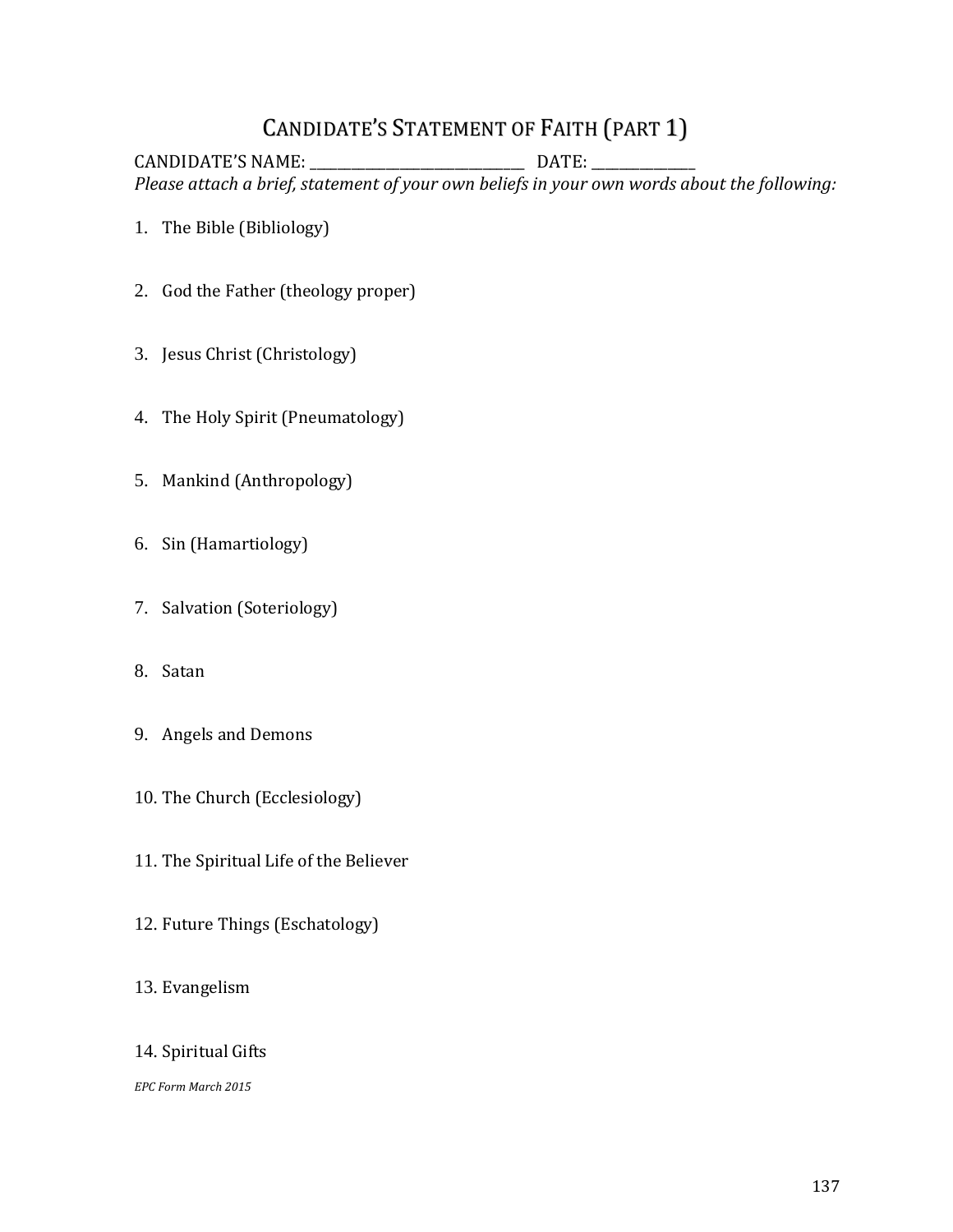# CANDIDATE'S STATEMENT OF FAITH (PART 1)

CANDIDATE'S NAME: ______________________________ DATE: ______________

*Please attach a brief, statement of your own beliefs in your own words about the following:*

1. The Bible (Bibliology)

2. God the Father (theology proper)

3. Jesus Christ (Christology)

4. The Holy Spirit (Pneumatology)

5. Mankind (Anthropology)

6. Sin (Hamartiology)

7. Salvation (Soteriology)

8. Satan

9. Angels and Demons

10. The Church (Ecclesiology)

11. The Spiritual Life of the Believer

12. Future Things (Eschatology)

13. Evangelism

14. Spiritual Gifts

*EPC Form March 2015*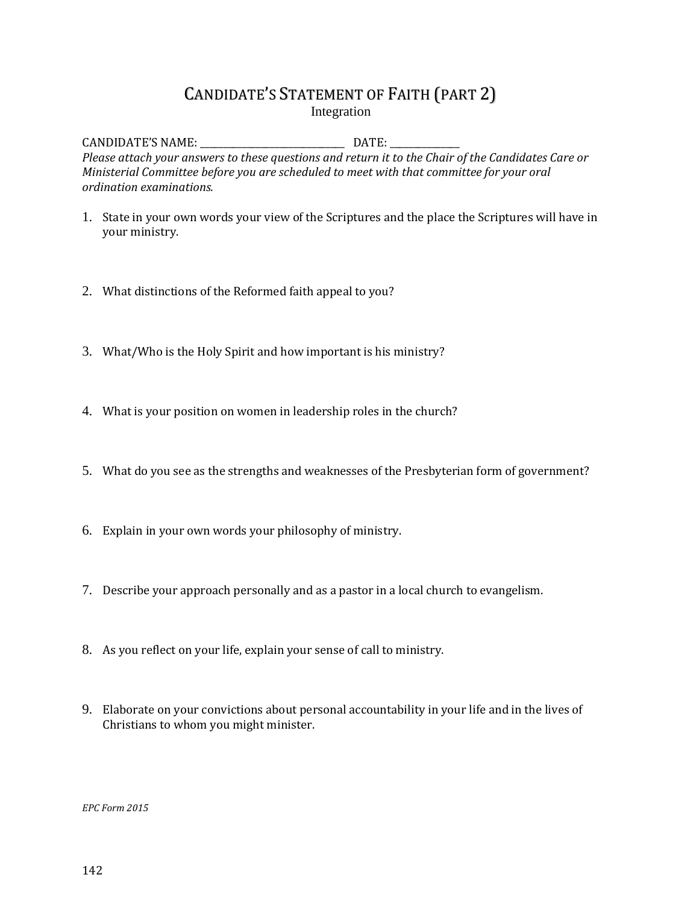# CANDIDATE'S STATEMENT OF FAITH (PART 2)

Integration

CANDIDATE'S NAME: ______________________________ DATE: ______________

*Please attach your answers to these questions and return it to the Chair of the Candidates Care or Ministerial Committee before you are scheduled to meet with that committee for your oral ordination examinations.*

1. State in your own words your view of the Scriptures and the place the Scriptures will have in your ministry.

2. What distinctions of the Reformed faith appeal to you?

3. What/Who is the Holy Spirit and how important is his ministry?

4. What is your position on women in leadership roles in the church?

5. What do you see as the strengths and weaknesses of the Presbyterian form of government?

6. Explain in your own words your philosophy of ministry.

7. Describe your approach personally and as a pastor in a local church to evangelism.

8. As you reflect on your life, explain your sense of call to ministry.

9. Elaborate on your convictions about personal accountability in your life and in the lives of Christians to whom you might minister.

*EPC Form 2015*